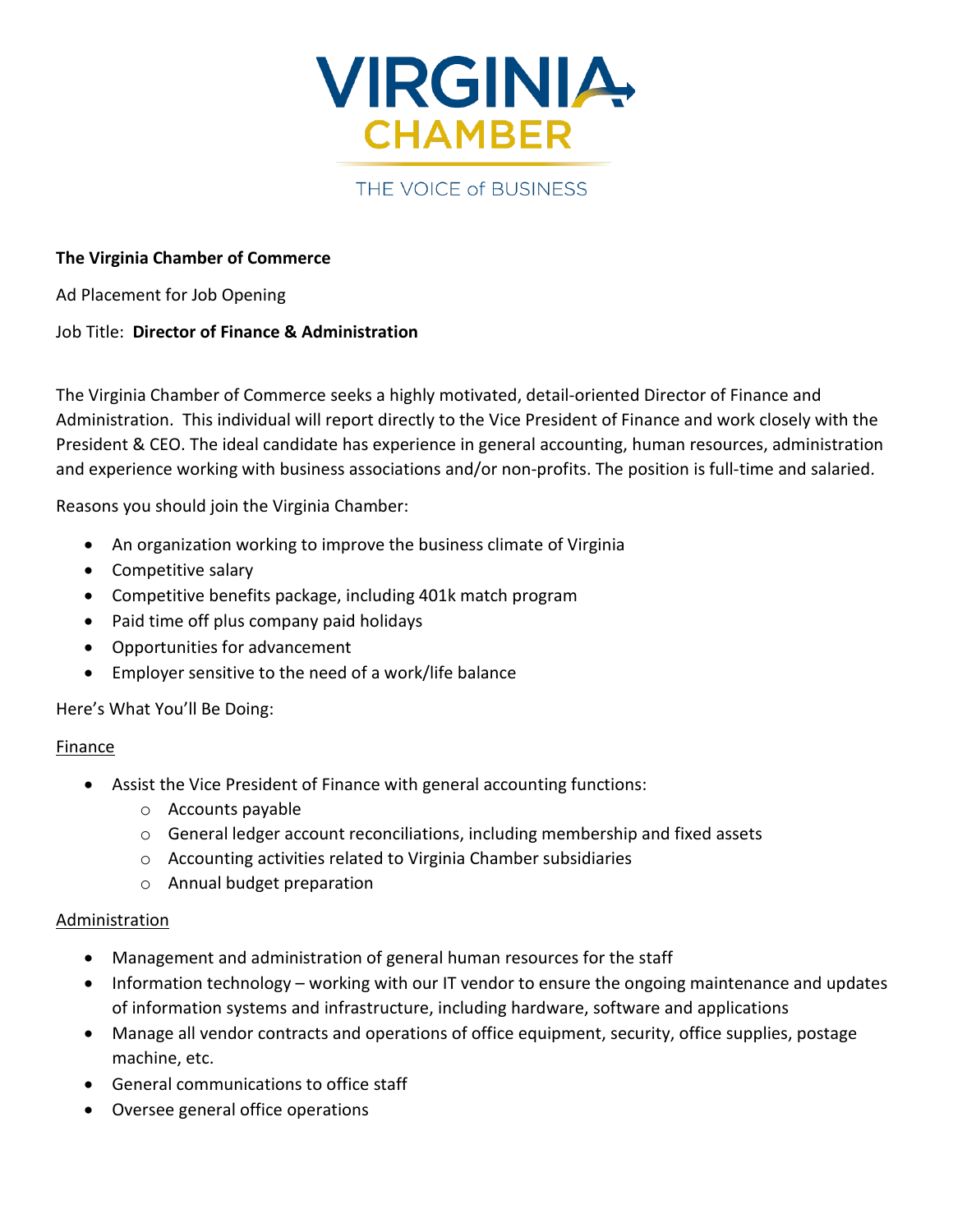VIRGINIA CHAMBER

THE VOICE of BUSINESS

**The Virginia Chamber of Commerce**

Ad Placement for Job Opening

Job Title: **Director of Finance & Administration**

The Virginia Chamber of Commerce seeks a highly motivated, detail-oriented Director of Finance and Administration. This individual will report directly to the Vice President of Finance and work closely with the President & CEO. The ideal candidate has experience in general accounting, human resources, administration and experience working with business associations and/or non-profits. The position is full-time and salaried.

Reasons you should join the Virginia Chamber:

- An organization working to improve the business climate of Virginia
- Competitive salary
- Competitive benefits package, including 401k match program
- Paid time off plus company paid holidays
- Opportunities for advancement
- Employer sensitive to the need of a work/life balance

Here's What You'll Be Doing:

<u>Finance</u>

- Assist the Vice President of Finance with general accounting functions:
  - Accounts payable
  - General ledger account reconciliations, including membership and fixed assets
  - Accounting activities related to Virginia Chamber subsidiaries
  - Annual budget preparation

<u>Administration</u>

- Management and administration of general human resources for the staff
- Information technology – working with our IT vendor to ensure the ongoing maintenance and updates of information systems and infrastructure, including hardware, software and applications
- Manage all vendor contracts and operations of office equipment, security, office supplies, postage machine, etc.
- General communications to office staff
- Oversee general office operations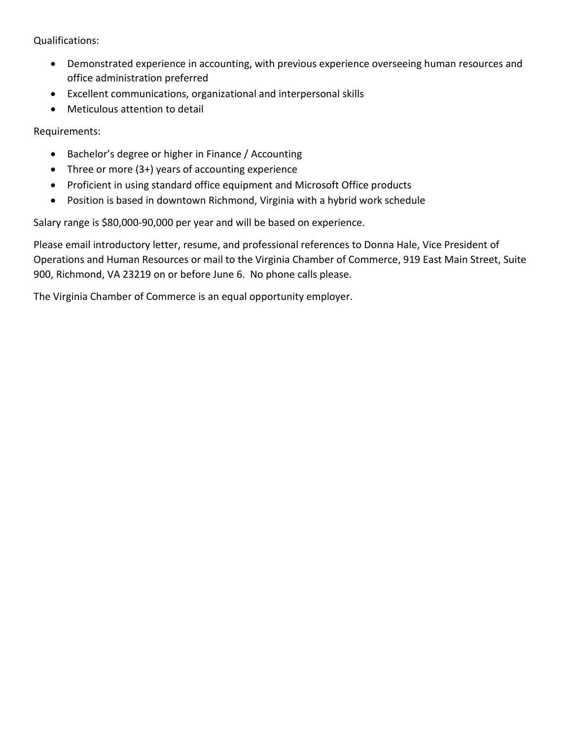Qualifications:

- Demonstrated experience in accounting, with previous experience overseeing human resources and office administration preferred
- Excellent communications, organizational and interpersonal skills
- Meticulous attention to detail

Requirements:

- Bachelor's degree or higher in Finance / Accounting
- Three or more (3+) years of accounting experience
- Proficient in using standard office equipment and Microsoft Office products
- Position is based in downtown Richmond, Virginia with a hybrid work schedule

Salary range is $80,000-90,000 per year and will be based on experience.

Please email introductory letter, resume, and professional references to Donna Hale, Vice President of Operations and Human Resources or mail to the Virginia Chamber of Commerce, 919 East Main Street, Suite 900, Richmond, VA 23219 on or before June 6. No phone calls please.

The Virginia Chamber of Commerce is an equal opportunity employer.